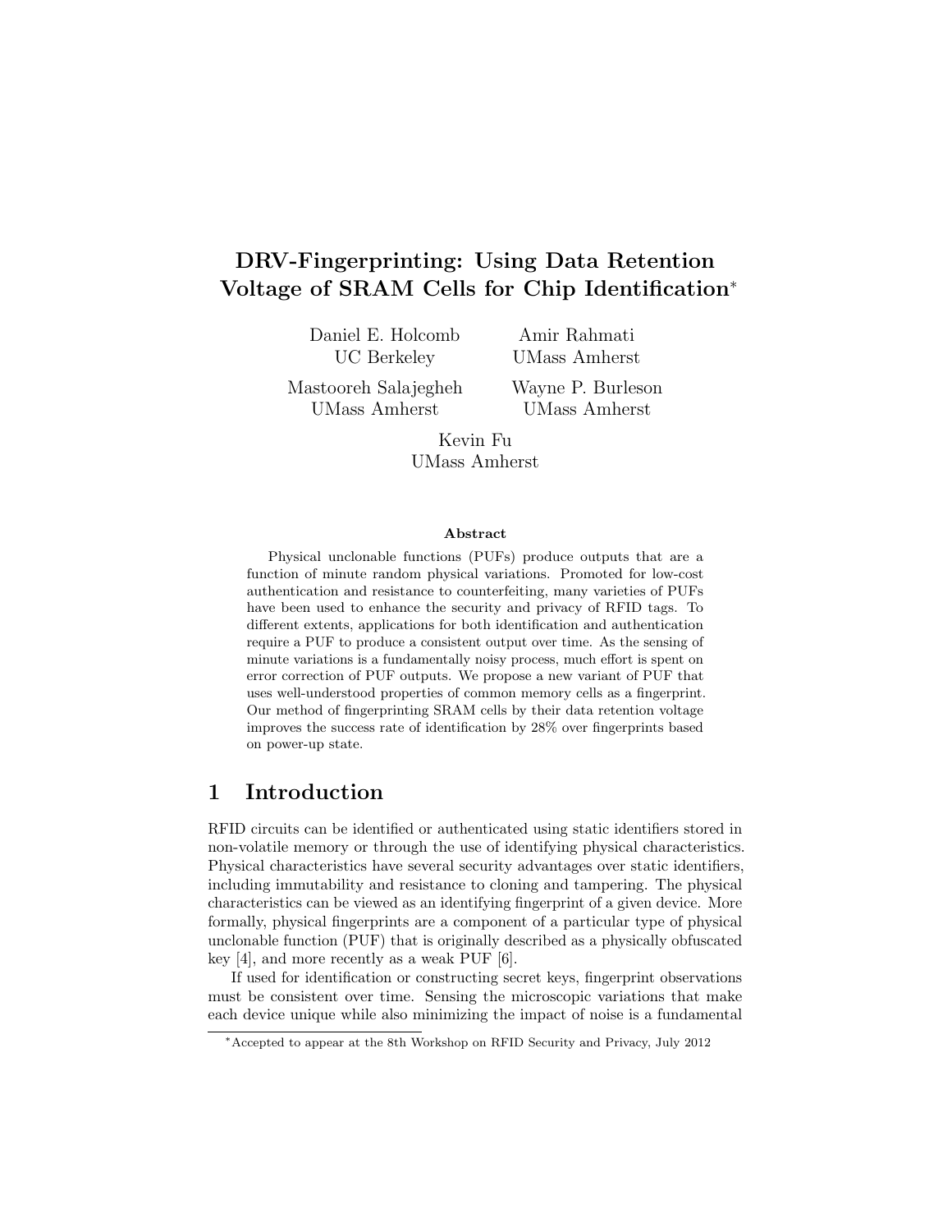# DRV-Fingerprinting: Using Data Retention Voltage of SRAM Cells for Chip Identification*

Daniel E. Holcomb
UC Berkeley

Amir Rahmati
UMass Amherst

Mastooreh Salajegheh
UMass Amherst

Wayne P. Burleson
UMass Amherst

Kevin Fu
UMass Amherst

**Abstract**

Physical unclonable functions (PUFs) produce outputs that are a function of minute random physical variations. Promoted for low-cost authentication and resistance to counterfeiting, many varieties of PUFs have been used to enhance the security and privacy of RFID tags. To different extents, applications for both identification and authentication require a PUF to produce a consistent output over time. As the sensing of minute variations is a fundamentally noisy process, much effort is spent on error correction of PUF outputs. We propose a new variant of PUF that uses well-understood properties of common memory cells as a fingerprint. Our method of fingerprinting SRAM cells by their data retention voltage improves the success rate of identification by 28% over fingerprints based on power-up state.

## 1 Introduction

RFID circuits can be identified or authenticated using static identifiers stored in non-volatile memory or through the use of identifying physical characteristics. Physical characteristics have several security advantages over static identifiers, including immutability and resistance to cloning and tampering. The physical characteristics can be viewed as an identifying fingerprint of a given device. More formally, physical fingerprints are a component of a particular type of physical unclonable function (PUF) that is originally described as a physically obfuscated key [4], and more recently as a weak PUF [6].

If used for identification or constructing secret keys, fingerprint observations must be consistent over time. Sensing the microscopic variations that make each device unique while also minimizing the impact of noise is a fundamental

*Accepted to appear at the 8th Workshop on RFID Security and Privacy, July 2012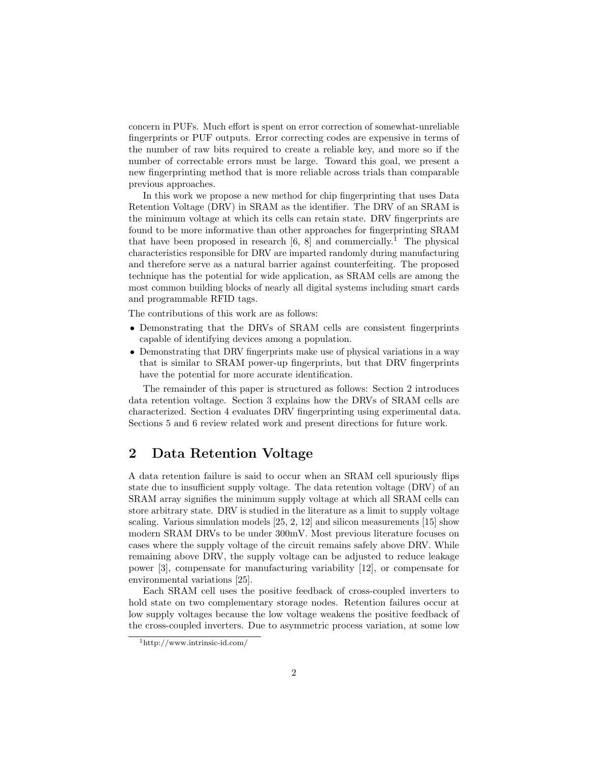concern in PUFs. Much effort is spent on error correction of somewhat-unreliable fingerprints or PUF outputs. Error correcting codes are expensive in terms of the number of raw bits required to create a reliable key, and more so if the number of correctable errors must be large. Toward this goal, we present a new fingerprinting method that is more reliable across trials than comparable previous approaches.

In this work we propose a new method for chip fingerprinting that uses Data Retention Voltage (DRV) in SRAM as the identifier. The DRV of an SRAM is the minimum voltage at which its cells can retain state. DRV fingerprints are found to be more informative than other approaches for fingerprinting SRAM that have been proposed in research [6, 8] and commercially.[1] The physical characteristics responsible for DRV are imparted randomly during manufacturing and therefore serve as a natural barrier against counterfeiting. The proposed technique has the potential for wide application, as SRAM cells are among the most common building blocks of nearly all digital systems including smart cards and programmable RFID tags.

The contributions of this work are as follows:

- Demonstrating that the DRVs of SRAM cells are consistent fingerprints capable of identifying devices among a population.
- Demonstrating that DRV fingerprints make use of physical variations in a way that is similar to SRAM power-up fingerprints, but that DRV fingerprints have the potential for more accurate identification.

The remainder of this paper is structured as follows: Section 2 introduces data retention voltage. Section 3 explains how the DRVs of SRAM cells are characterized. Section 4 evaluates DRV fingerprinting using experimental data. Sections 5 and 6 review related work and present directions for future work.

## 2 Data Retention Voltage

A data retention failure is said to occur when an SRAM cell spuriously flips state due to insufficient supply voltage. The data retention voltage (DRV) of an SRAM array signifies the minimum supply voltage at which all SRAM cells can store arbitrary state. DRV is studied in the literature as a limit to supply voltage scaling. Various simulation models [25, 2, 12] and silicon measurements [15] show modern SRAM DRVs to be under 300mV. Most previous literature focuses on cases where the supply voltage of the circuit remains safely above DRV. While remaining above DRV, the supply voltage can be adjusted to reduce leakage power [3], compensate for manufacturing variability [12], or compensate for environmental variations [25].

Each SRAM cell uses the positive feedback of cross-coupled inverters to hold state on two complementary storage nodes. Retention failures occur at low supply voltages because the low voltage weakens the positive feedback of the cross-coupled inverters. Due to asymmetric process variation, at some low

[1] http://www.intrinsic-id.com/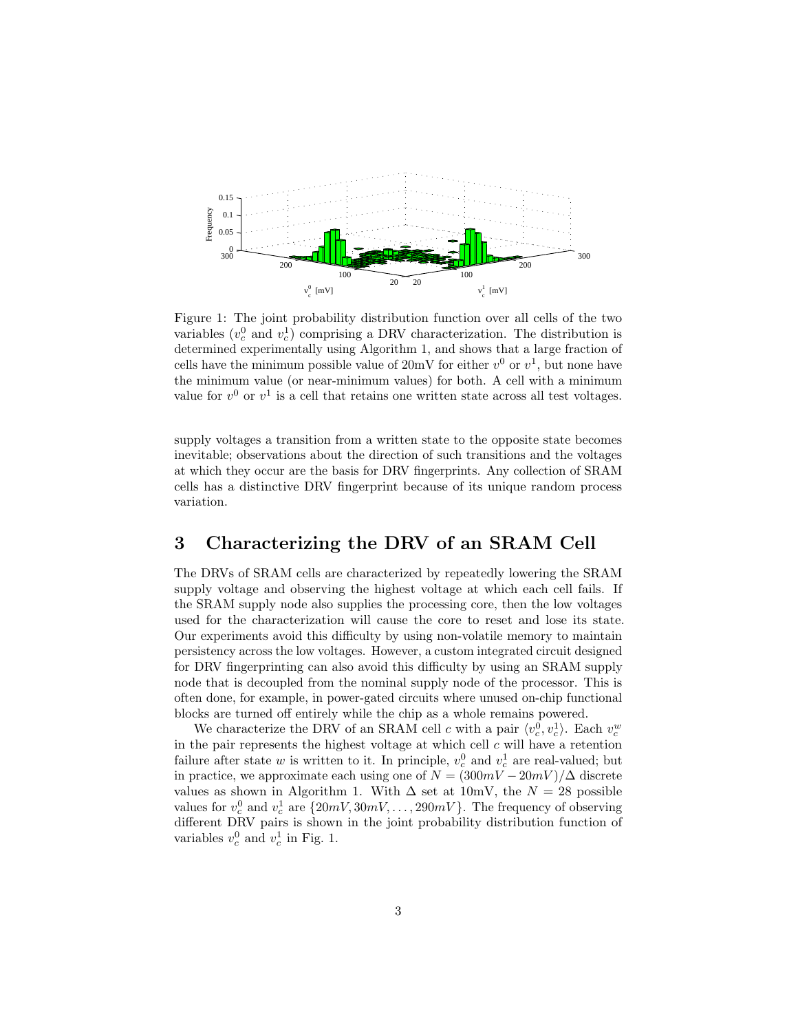Figure 1: The joint probability distribution function over all cells of the two variables ($v_c^0$ and $v_c^1$) comprising a DRV characterization. The distribution is determined experimentally using Algorithm 1, and shows that a large fraction of cells have the minimum possible value of 20mV for either $v^0$ or $v^1$, but none have the minimum value (or near-minimum values) for both. A cell with a minimum value for $v^0$ or $v^1$ is a cell that retains one written state across all test voltages.

supply voltages a transition from a written state to the opposite state becomes inevitable; observations about the direction of such transitions and the voltages at which they occur are the basis for DRV fingerprints. Any collection of SRAM cells has a distinctive DRV fingerprint because of its unique random process variation.

## 3 Characterizing the DRV of an SRAM Cell

The DRVs of SRAM cells are characterized by repeatedly lowering the SRAM supply voltage and observing the highest voltage at which each cell fails. If the SRAM supply node also supplies the processing core, then the low voltages used for the characterization will cause the core to reset and lose its state. Our experiments avoid this difficulty by using non-volatile memory to maintain persistency across the low voltages. However, a custom integrated circuit designed for DRV fingerprinting can also avoid this difficulty by using an SRAM supply node that is decoupled from the nominal supply node of the processor. This is often done, for example, in power-gated circuits where unused on-chip functional blocks are turned off entirely while the chip as a whole remains powered.

We characterize the DRV of an SRAM cell $c$ with a pair $\langle v_c^0, v_c^1 \rangle$. Each $v_c^w$ in the pair represents the highest voltage at which cell $c$ will have a retention failure after state $w$ is written to it. In principle, $v_c^0$ and $v_c^1$ are real-valued; but in practice, we approximate each using one of $N = (300mV - 20mV)/\Delta$ discrete values as shown in Algorithm 1. With $\Delta$ set at 10mV, the $N = 28$ possible values for $v_c^0$ and $v_c^1$ are $\{20mV, 30mV, \ldots, 290mV\}$. The frequency of observing different DRV pairs is shown in the joint probability distribution function of variables $v_c^0$ and $v_c^1$ in Fig. 1.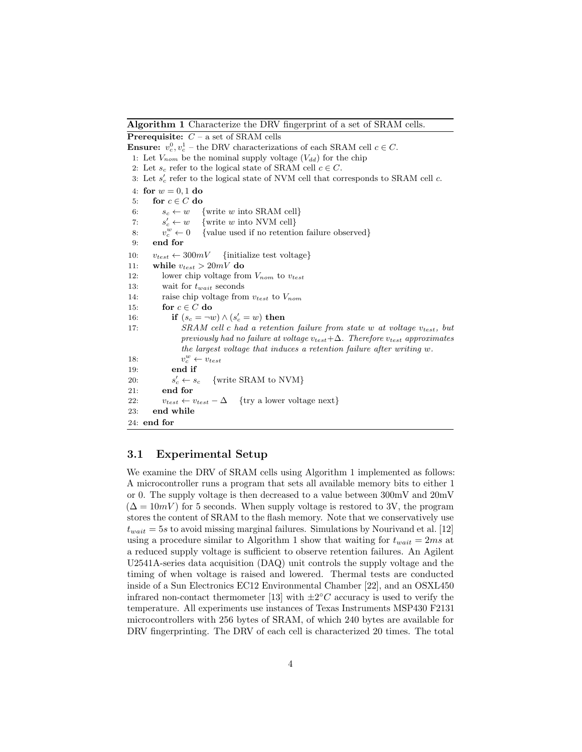**Algorithm 1** Characterize the DRV fingerprint of a set of SRAM cells.

**Prerequisite:** $C$ – a set of SRAM cells
**Ensure:** $v_c^0, v_c^1$ – the DRV characterizations of each SRAM cell $c \in C$.

```
1: Let V_nom be the nominal supply voltage (V_dd) for the chip
2: Let s_c refer to the logical state of SRAM cell c ∈ C.
3: Let s'_c refer to the logical state of NVM cell that corresponds to SRAM cell c.
4: for w = 0,1 do
5:    for c ∈ C do
6:       s_c ← w    {write w into SRAM cell}
7:       s'_c ← w   {write w into NVM cell}
8:       v_c^w ← 0  {value used if no retention failure observed}
9:    end for
10:   v_test ← 300mV   {initialize test voltage}
11:   while v_test > 20mV do
12:      lower chip voltage from V_nom to v_test
13:      wait for t_wait seconds
14:      raise chip voltage from v_test to V_nom
15:      for c ∈ C do
16:         if (s_c = ¬w) ∧ (s'_c = w) then
17:            SRAM cell c had a retention failure from state w at voltage v_test, but
               previously had no failure at voltage v_test+Δ. Therefore v_test approximates
               the largest voltage that induces a retention failure after writing w.
18:            v_c^w ← v_test
19:         end if
20:         s'_c ← s_c   {write SRAM to NVM}
21:      end for
22:      v_test ← v_test − Δ   {try a lower voltage next}
23:   end while
24: end for
```

### 3.1 Experimental Setup

We examine the DRV of SRAM cells using Algorithm 1 implemented as follows: A microcontroller runs a program that sets all available memory bits to either 1 or 0. The supply voltage is then decreased to a value between 300mV and 20mV ($\Delta = 10mV$) for 5 seconds. When supply voltage is restored to 3V, the program stores the content of SRAM to the flash memory. Note that we conservatively use $t_{wait} = 5s$ to avoid missing marginal failures. Simulations by Nourivand et al. [12] using a procedure similar to Algorithm 1 show that waiting for $t_{wait} = 2ms$ at a reduced supply voltage is sufficient to observe retention failures. An Agilent U2541A-series data acquisition (DAQ) unit controls the supply voltage and the timing of when voltage is raised and lowered. Thermal tests are conducted inside of a Sun Electronics EC12 Environmental Chamber [22], and an OSXL450 infrared non-contact thermometer [13] with $\pm 2^{\circ}C$ accuracy is used to verify the temperature. All experiments use instances of Texas Instruments MSP430 F2131 microcontrollers with 256 bytes of SRAM, of which 240 bytes are available for DRV fingerprinting. The DRV of each cell is characterized 20 times. The total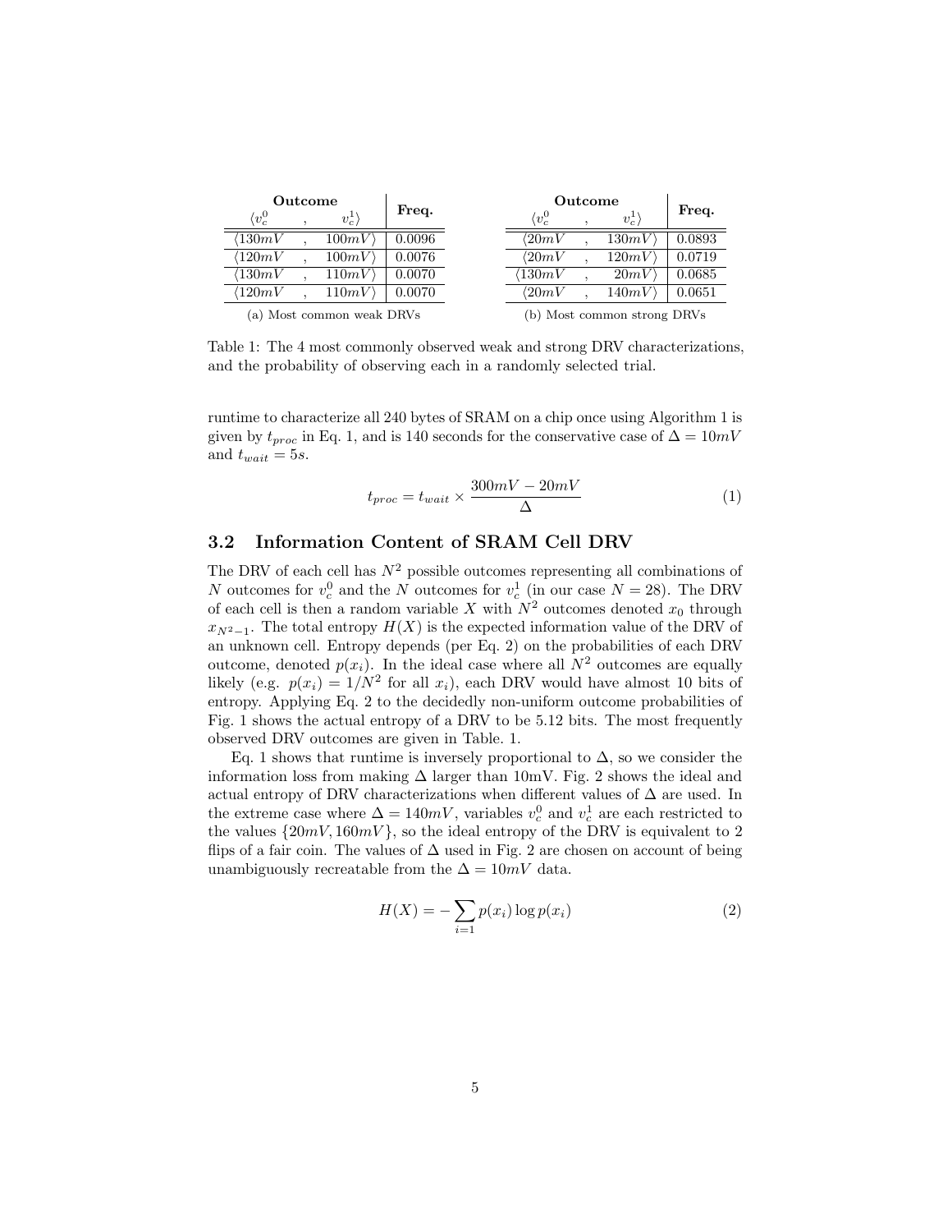| Outcome $\langle v_c^0$ , $v_c^1\rangle$ | Freq. |
|---|---|
| $\langle 130mV$ , $100mV\rangle$ | 0.0096 |
| $\langle 120mV$ , $100mV\rangle$ | 0.0076 |
| $\langle 130mV$ , $110mV\rangle$ | 0.0070 |
| $\langle 120mV$ , $110mV\rangle$ | 0.0070 |

(a) Most common weak DRVs

| Outcome $\langle v_c^0$ , $v_c^1\rangle$ | Freq. |
|---|---|
| $\langle 20mV$ , $130mV\rangle$ | 0.0893 |
| $\langle 20mV$ , $120mV\rangle$ | 0.0719 |
| $\langle 130mV$ , $20mV\rangle$ | 0.0685 |
| $\langle 20mV$ , $140mV\rangle$ | 0.0651 |

(b) Most common strong DRVs

Table 1: The 4 most commonly observed weak and strong DRV characterizations, and the probability of observing each in a randomly selected trial.

runtime to characterize all 240 bytes of SRAM on a chip once using Algorithm 1 is given by $t_{proc}$ in Eq. 1, and is 140 seconds for the conservative case of $\Delta = 10mV$ and $t_{wait} = 5s$.

$$t_{proc} = t_{wait} \times \frac{300mV - 20mV}{\Delta} \tag{1}$$

## 3.2 Information Content of SRAM Cell DRV

The DRV of each cell has $N^2$ possible outcomes representing all combinations of $N$ outcomes for $v_c^0$ and the $N$ outcomes for $v_c^1$ (in our case $N = 28$). The DRV of each cell is then a random variable $X$ with $N^2$ outcomes denoted $x_0$ through $x_{N^2-1}$. The total entropy $H(X)$ is the expected information value of the DRV of an unknown cell. Entropy depends (per Eq. 2) on the probabilities of each DRV outcome, denoted $p(x_i)$. In the ideal case where all $N^2$ outcomes are equally likely (e.g. $p(x_i) = 1/N^2$ for all $x_i$), each DRV would have almost 10 bits of entropy. Applying Eq. 2 to the decidedly non-uniform outcome probabilities of Fig. 1 shows the actual entropy of a DRV to be 5.12 bits. The most frequently observed DRV outcomes are given in Table. 1.

Eq. 1 shows that runtime is inversely proportional to $\Delta$, so we consider the information loss from making $\Delta$ larger than 10mV. Fig. 2 shows the ideal and actual entropy of DRV characterizations when different values of $\Delta$ are used. In the extreme case where $\Delta = 140mV$, variables $v_c^0$ and $v_c^1$ are each restricted to the values $\{20mV, 160mV\}$, so the ideal entropy of the DRV is equivalent to 2 flips of a fair coin. The values of $\Delta$ used in Fig. 2 are chosen on account of being unambiguously recreatable from the $\Delta = 10mV$ data.

$$H(X) = -\sum_{i=1} p(x_i) \log p(x_i) \tag{2}$$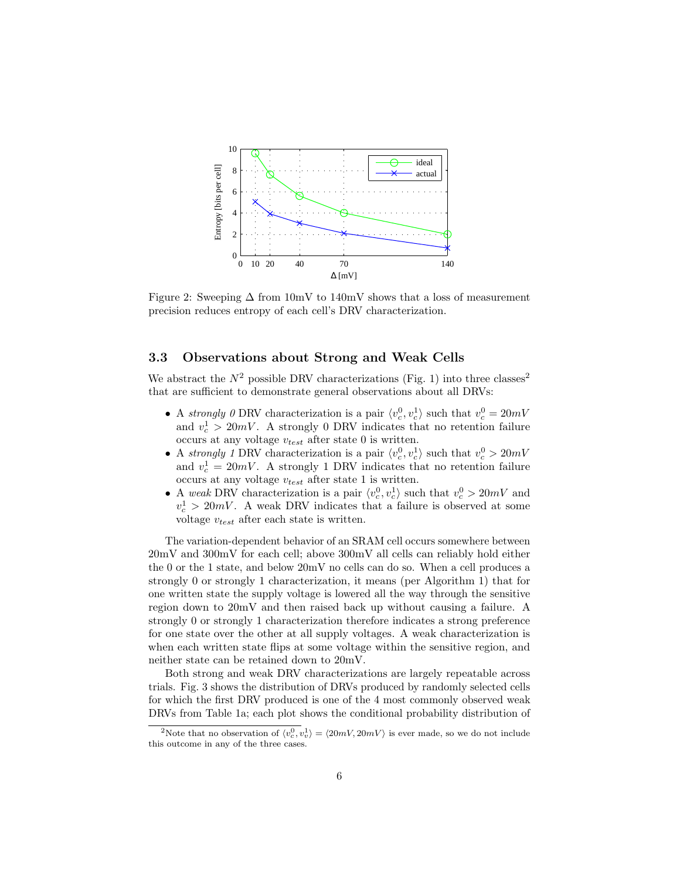Figure 2: Sweeping $\Delta$ from 10mV to 140mV shows that a loss of measurement precision reduces entropy of each cell's DRV characterization.

### 3.3 Observations about Strong and Weak Cells

We abstract the $N^2$ possible DRV characterizations (Fig. 1) into three classes[2] that are sufficient to demonstrate general observations about all DRVs:

- A *strongly 0* DRV characterization is a pair $\langle v_c^0, v_c^1 \rangle$ such that $v_c^0 = 20mV$ and $v_c^1 > 20mV$. A strongly 0 DRV indicates that no retention failure occurs at any voltage $v_{test}$ after state 0 is written.
- A *strongly 1* DRV characterization is a pair $\langle v_c^0, v_c^1 \rangle$ such that $v_c^0 > 20mV$ and $v_c^1 = 20mV$. A strongly 1 DRV indicates that no retention failure occurs at any voltage $v_{test}$ after state 1 is written.
- A *weak* DRV characterization is a pair $\langle v_c^0, v_c^1 \rangle$ such that $v_c^0 > 20mV$ and $v_c^1 > 20mV$. A weak DRV indicates that a failure is observed at some voltage $v_{test}$ after each state is written.

The variation-dependent behavior of an SRAM cell occurs somewhere between 20mV and 300mV for each cell; above 300mV all cells can reliably hold either the 0 or the 1 state, and below 20mV no cells can do so. When a cell produces a strongly 0 or strongly 1 characterization, it means (per Algorithm 1) that for one written state the supply voltage is lowered all the way through the sensitive region down to 20mV and then raised back up without causing a failure. A strongly 0 or strongly 1 characterization therefore indicates a strong preference for one state over the other at all supply voltages. A weak characterization is when each written state flips at some voltage within the sensitive region, and neither state can be retained down to 20mV.

Both strong and weak DRV characterizations are largely repeatable across trials. Fig. 3 shows the distribution of DRVs produced by randomly selected cells for which the first DRV produced is one of the 4 most commonly observed weak DRVs from Table 1a; each plot shows the conditional probability distribution of

[2]Note that no observation of $\langle v_c^0, v_v^1 \rangle = \langle 20mV, 20mV \rangle$ is ever made, so we do not include this outcome in any of the three cases.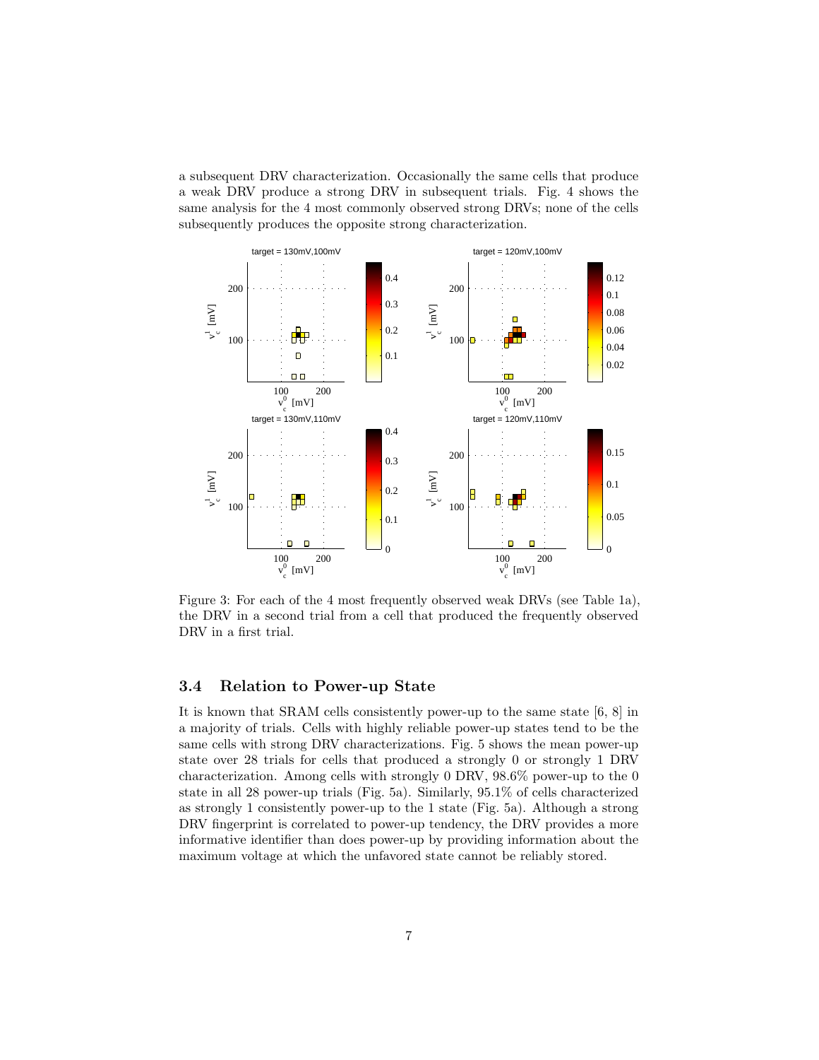a subsequent DRV characterization. Occasionally the same cells that produce a weak DRV produce a strong DRV in subsequent trials. Fig. 4 shows the same analysis for the 4 most commonly observed strong DRVs; none of the cells subsequently produces the opposite strong characterization.

Figure 3: For each of the 4 most frequently observed weak DRVs (see Table 1a), the DRV in a second trial from a cell that produced the frequently observed DRV in a first trial.

### 3.4 Relation to Power-up State

It is known that SRAM cells consistently power-up to the same state [6, 8] in a majority of trials. Cells with highly reliable power-up states tend to be the same cells with strong DRV characterizations. Fig. 5 shows the mean power-up state over 28 trials for cells that produced a strongly 0 or strongly 1 DRV characterization. Among cells with strongly 0 DRV, 98.6% power-up to the 0 state in all 28 power-up trials (Fig. 5a). Similarly, 95.1% of cells characterized as strongly 1 consistently power-up to the 1 state (Fig. 5a). Although a strong DRV fingerprint is correlated to power-up tendency, the DRV provides a more informative identifier than does power-up by providing information about the maximum voltage at which the unfavored state cannot be reliably stored.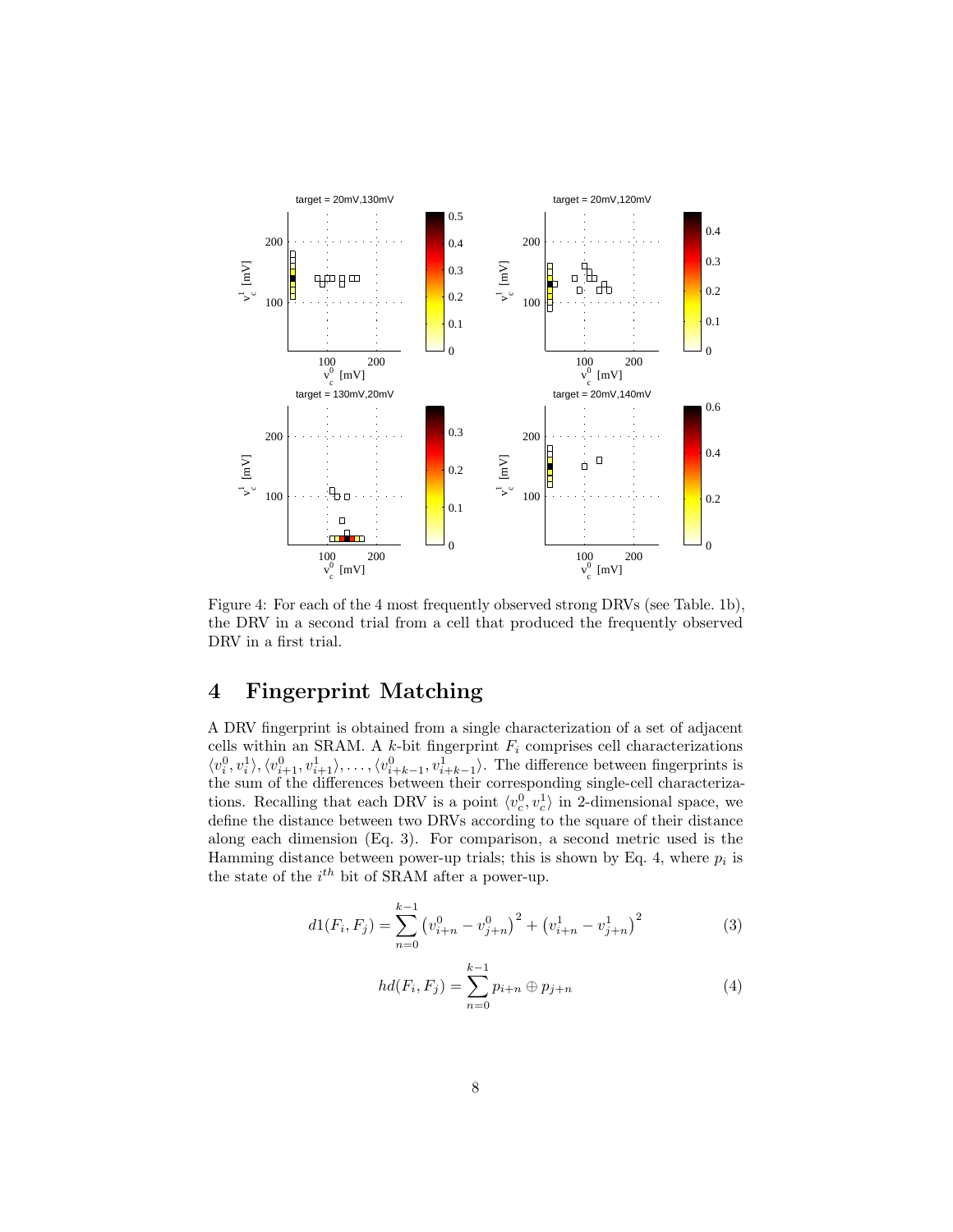Figure 4: For each of the 4 most frequently observed strong DRVs (see Table. 1b), the DRV in a second trial from a cell that produced the frequently observed DRV in a first trial.

## 4 Fingerprint Matching

A DRV fingerprint is obtained from a single characterization of a set of adjacent cells within an SRAM. A $k$-bit fingerprint $F_i$ comprises cell characterizations $\langle v_i^0, v_i^1 \rangle, \langle v_{i+1}^0, v_{i+1}^1 \rangle, \ldots, \langle v_{i+k-1}^0, v_{i+k-1}^1 \rangle$. The difference between fingerprints is the sum of the differences between their corresponding single-cell characterizations. Recalling that each DRV is a point $\langle v_c^0, v_c^1 \rangle$ in 2-dimensional space, we define the distance between two DRVs according to the square of their distance along each dimension (Eq. 3). For comparison, a second metric used is the Hamming distance between power-up trials; this is shown by Eq. 4, where $p_i$ is the state of the $i^{th}$ bit of SRAM after a power-up.

$$d1(F_i, F_j) = \sum_{n=0}^{k-1} \left(v_{i+n}^0 - v_{j+n}^0\right)^2 + \left(v_{i+n}^1 - v_{j+n}^1\right)^2 \tag{3}$$

$$hd(F_i, F_j) = \sum_{n=0}^{k-1} p_{i+n} \oplus p_{j+n} \tag{4}$$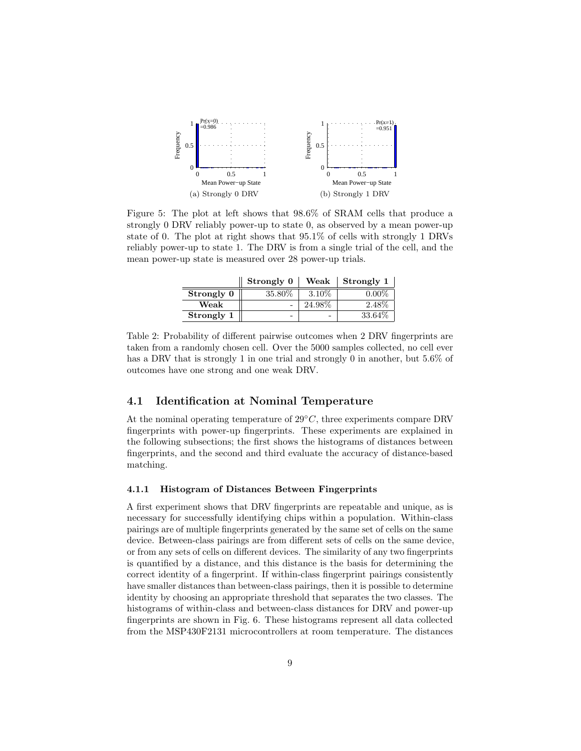(a) Strongly 0 DRV

(b) Strongly 1 DRV

Figure 5: The plot at left shows that 98.6% of SRAM cells that produce a strongly 0 DRV reliably power-up to state 0, as observed by a mean power-up state of 0. The plot at right shows that 95.1% of cells with strongly 1 DRVs reliably power-up to state 1. The DRV is from a single trial of the cell, and the mean power-up state is measured over 28 power-up trials.

| | **Strongly 0** | **Weak** | **Strongly 1** |
|---|---|---|---|
| **Strongly 0** | 35.80% | 3.10% | 0.00% |
| **Weak** | - | 24.98% | 2.48% |
| **Strongly 1** | - | - | 33.64% |

Table 2: Probability of different pairwise outcomes when 2 DRV fingerprints are taken from a randomly chosen cell. Over the 5000 samples collected, no cell ever has a DRV that is strongly 1 in one trial and strongly 0 in another, but 5.6% of outcomes have one strong and one weak DRV.

## 4.1 Identification at Nominal Temperature

At the nominal operating temperature of $29°C$, three experiments compare DRV fingerprints with power-up fingerprints. These experiments are explained in the following subsections; the first shows the histograms of distances between fingerprints, and the second and third evaluate the accuracy of distance-based matching.

### 4.1.1 Histogram of Distances Between Fingerprints

A first experiment shows that DRV fingerprints are repeatable and unique, as is necessary for successfully identifying chips within a population. Within-class pairings are of multiple fingerprints generated by the same set of cells on the same device. Between-class pairings are from different sets of cells on the same device, or from any sets of cells on different devices. The similarity of any two fingerprints is quantified by a distance, and this distance is the basis for determining the correct identity of a fingerprint. If within-class fingerprint pairings consistently have smaller distances than between-class pairings, then it is possible to determine identity by choosing an appropriate threshold that separates the two classes. The histograms of within-class and between-class distances for DRV and power-up fingerprints are shown in Fig. 6. These histograms represent all data collected from the MSP430F2131 microcontrollers at room temperature. The distances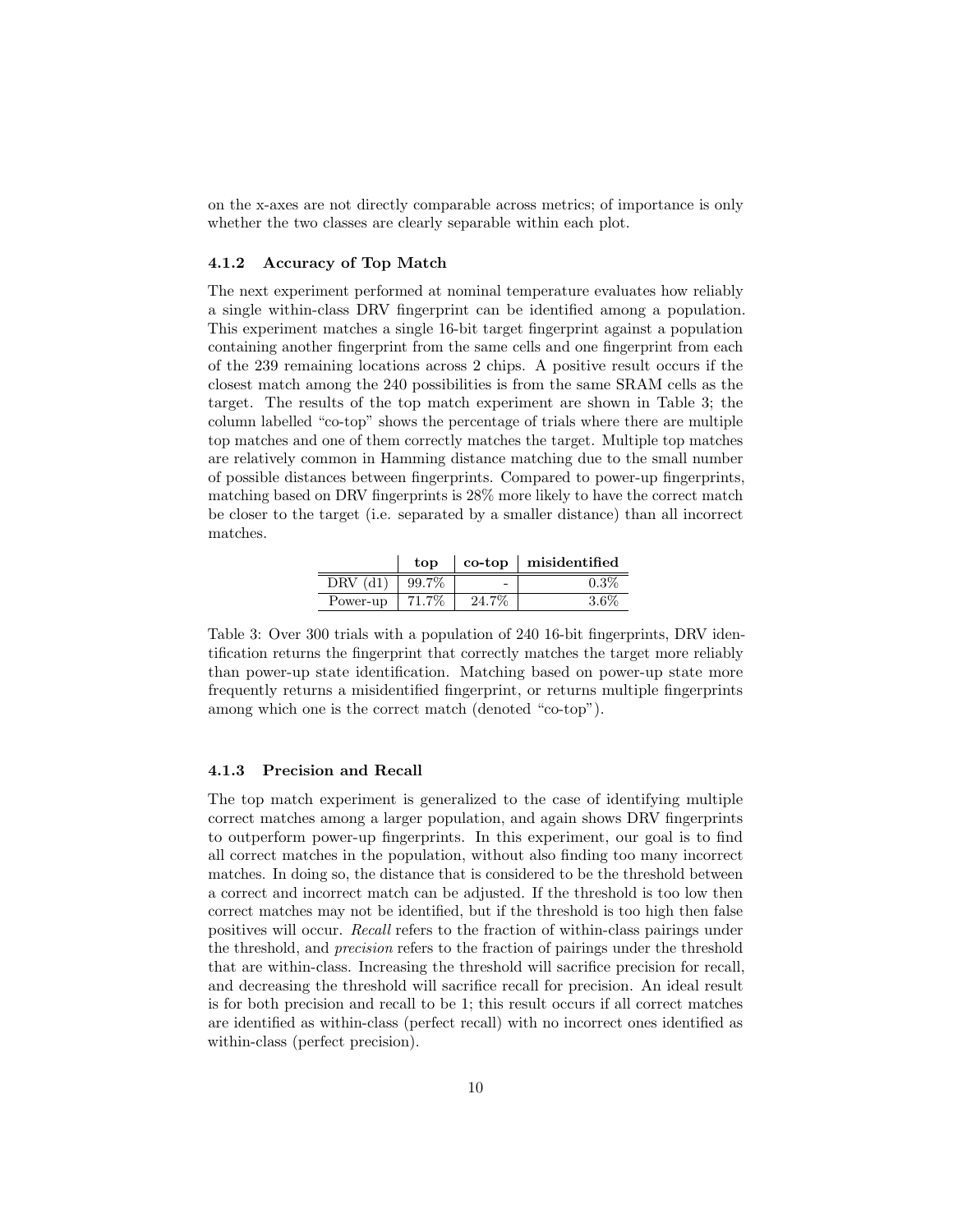on the x-axes are not directly comparable across metrics; of importance is only whether the two classes are clearly separable within each plot.

#### 4.1.2 Accuracy of Top Match

The next experiment performed at nominal temperature evaluates how reliably a single within-class DRV fingerprint can be identified among a population. This experiment matches a single 16-bit target fingerprint against a population containing another fingerprint from the same cells and one fingerprint from each of the 239 remaining locations across 2 chips. A positive result occurs if the closest match among the 240 possibilities is from the same SRAM cells as the target. The results of the top match experiment are shown in Table 3; the column labelled "co-top" shows the percentage of trials where there are multiple top matches and one of them correctly matches the target. Multiple top matches are relatively common in Hamming distance matching due to the small number of possible distances between fingerprints. Compared to power-up fingerprints, matching based on DRV fingerprints is 28% more likely to have the correct match be closer to the target (i.e. separated by a smaller distance) than all incorrect matches.

| | **top** | **co-top** | **misidentified** |
|---|---|---|---|
| DRV (d1) | 99.7% | - | 0.3% |
| Power-up | 71.7% | 24.7% | 3.6% |

Table 3: Over 300 trials with a population of 240 16-bit fingerprints, DRV identification returns the fingerprint that correctly matches the target more reliably than power-up state identification. Matching based on power-up state more frequently returns a misidentified fingerprint, or returns multiple fingerprints among which one is the correct match (denoted "co-top").

#### 4.1.3 Precision and Recall

The top match experiment is generalized to the case of identifying multiple correct matches among a larger population, and again shows DRV fingerprints to outperform power-up fingerprints. In this experiment, our goal is to find all correct matches in the population, without also finding too many incorrect matches. In doing so, the distance that is considered to be the threshold between a correct and incorrect match can be adjusted. If the threshold is too low then correct matches may not be identified, but if the threshold is too high then false positives will occur. *Recall* refers to the fraction of within-class pairings under the threshold, and *precision* refers to the fraction of pairings under the threshold that are within-class. Increasing the threshold will sacrifice precision for recall, and decreasing the threshold will sacrifice recall for precision. An ideal result is for both precision and recall to be 1; this result occurs if all correct matches are identified as within-class (perfect recall) with no incorrect ones identified as within-class (perfect precision).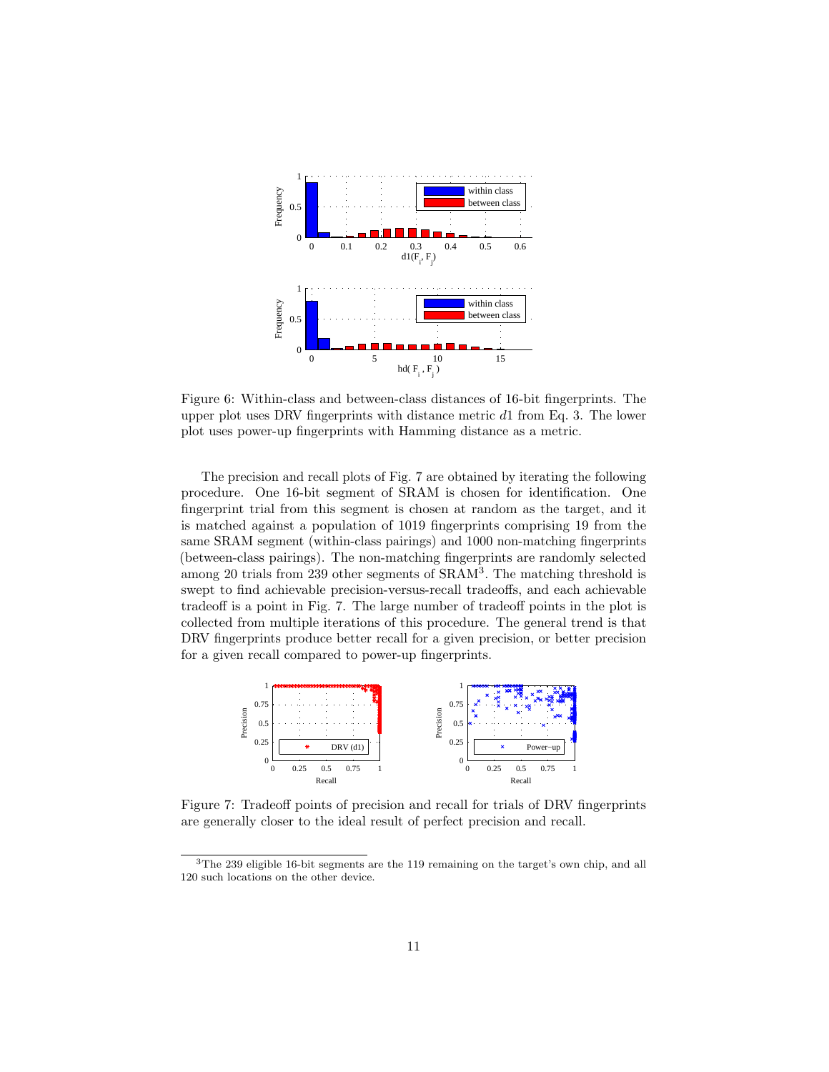Figure 6: Within-class and between-class distances of 16-bit fingerprints. The upper plot uses DRV fingerprints with distance metric $d1$ from Eq. 3. The lower plot uses power-up fingerprints with Hamming distance as a metric.

The precision and recall plots of Fig. 7 are obtained by iterating the following procedure. One 16-bit segment of SRAM is chosen for identification. One fingerprint trial from this segment is chosen at random as the target, and it is matched against a population of 1019 fingerprints comprising 19 from the same SRAM segment (within-class pairings) and 1000 non-matching fingerprints (between-class pairings). The non-matching fingerprints are randomly selected among 20 trials from 239 other segments of SRAM[3]. The matching threshold is swept to find achievable precision-versus-recall tradeoffs, and each achievable tradeoff is a point in Fig. 7. The large number of tradeoff points in the plot is collected from multiple iterations of this procedure. The general trend is that DRV fingerprints produce better recall for a given precision, or better precision for a given recall compared to power-up fingerprints.

Figure 7: Tradeoff points of precision and recall for trials of DRV fingerprints are generally closer to the ideal result of perfect precision and recall.

[3] The 239 eligible 16-bit segments are the 119 remaining on the target's own chip, and all 120 such locations on the other device.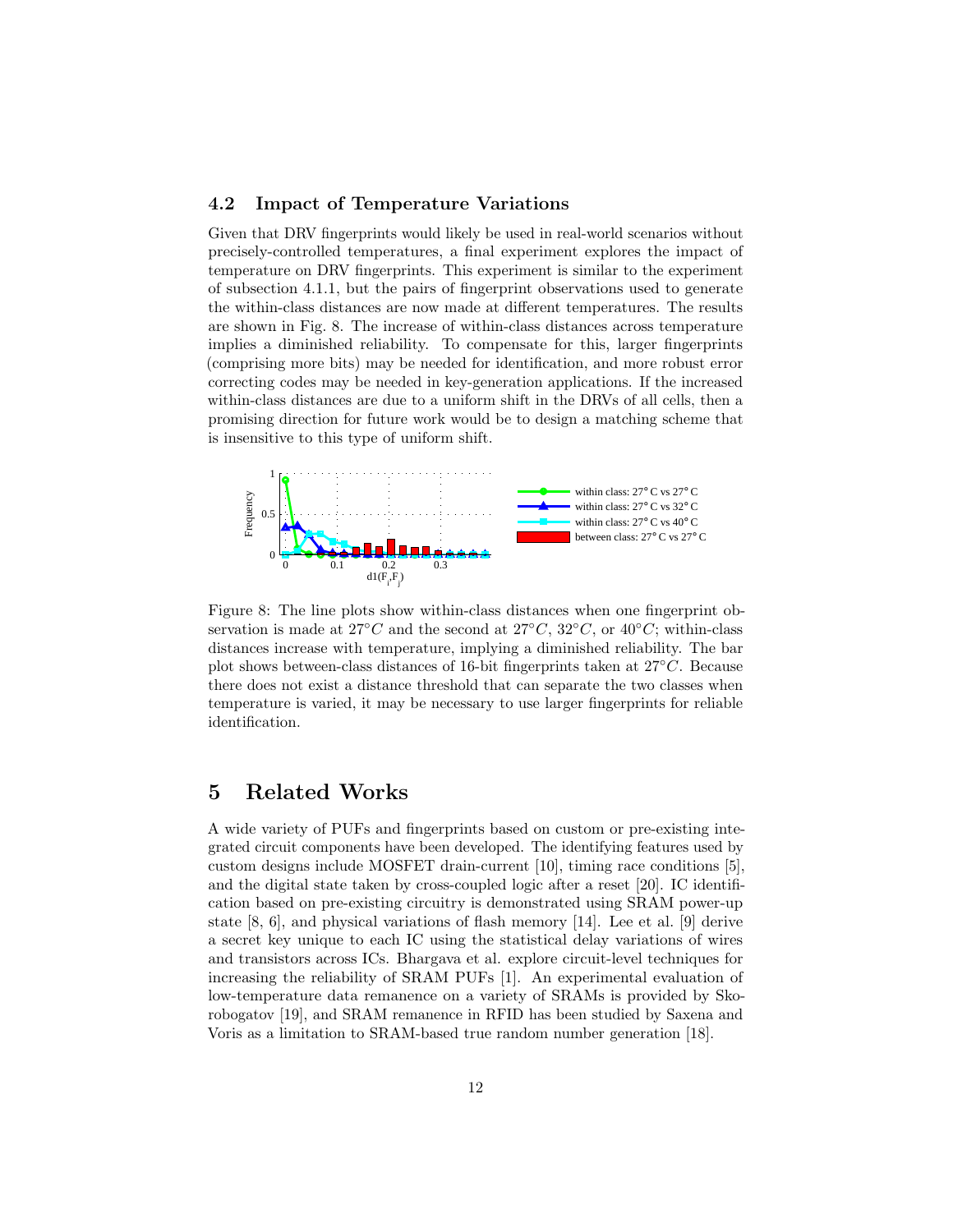### 4.2 Impact of Temperature Variations

Given that DRV fingerprints would likely be used in real-world scenarios without precisely-controlled temperatures, a final experiment explores the impact of temperature on DRV fingerprints. This experiment is similar to the experiment of subsection 4.1.1, but the pairs of fingerprint observations used to generate the within-class distances are now made at different temperatures. The results are shown in Fig. 8. The increase of within-class distances across temperature implies a diminished reliability. To compensate for this, larger fingerprints (comprising more bits) may be needed for identification, and more robust error correcting codes may be needed in key-generation applications. If the increased within-class distances are due to a uniform shift in the DRVs of all cells, then a promising direction for future work would be to design a matching scheme that is insensitive to this type of uniform shift.

Figure 8: The line plots show within-class distances when one fingerprint observation is made at $27°C$ and the second at $27°C$, $32°C$, or $40°C$; within-class distances increase with temperature, implying a diminished reliability. The bar plot shows between-class distances of 16-bit fingerprints taken at $27°C$. Because there does not exist a distance threshold that can separate the two classes when temperature is varied, it may be necessary to use larger fingerprints for reliable identification.

## 5 Related Works

A wide variety of PUFs and fingerprints based on custom or pre-existing integrated circuit components have been developed. The identifying features used by custom designs include MOSFET drain-current [10], timing race conditions [5], and the digital state taken by cross-coupled logic after a reset [20]. IC identification based on pre-existing circuitry is demonstrated using SRAM power-up state [8, 6], and physical variations of flash memory [14]. Lee et al. [9] derive a secret key unique to each IC using the statistical delay variations of wires and transistors across ICs. Bhargava et al. explore circuit-level techniques for increasing the reliability of SRAM PUFs [1]. An experimental evaluation of low-temperature data remanence on a variety of SRAMs is provided by Skorobogatov [19], and SRAM remanence in RFID has been studied by Saxena and Voris as a limitation to SRAM-based true random number generation [18].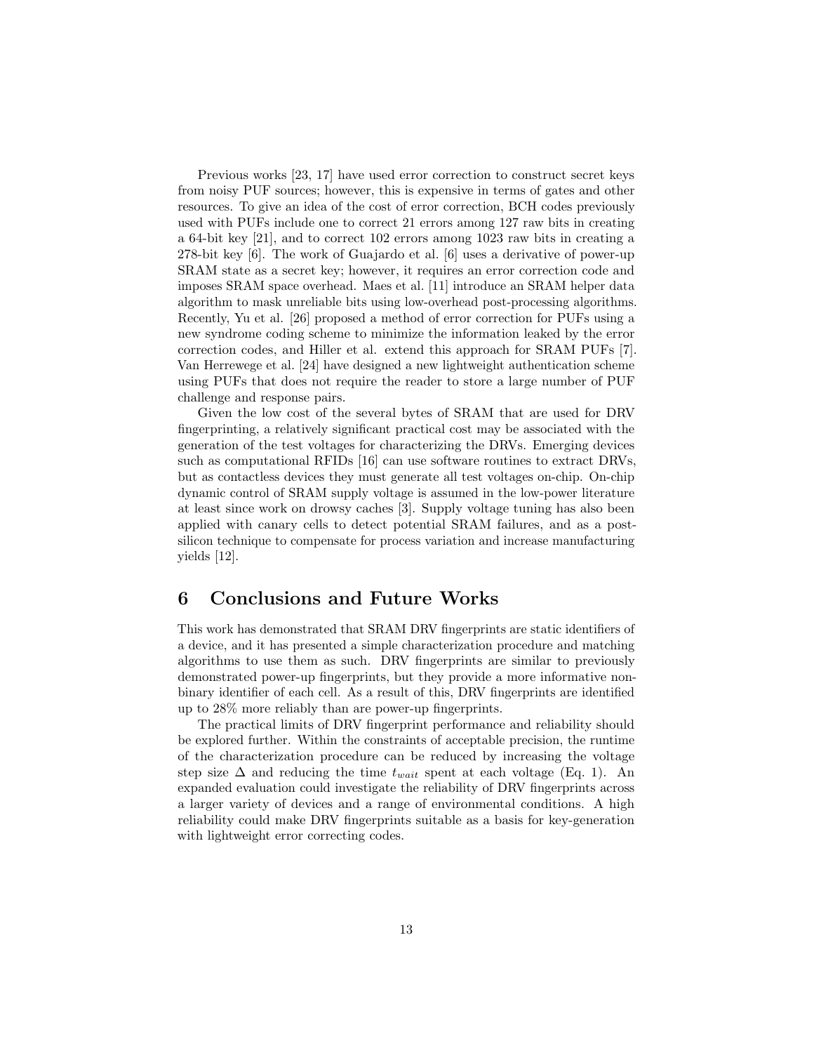Previous works [23, 17] have used error correction to construct secret keys from noisy PUF sources; however, this is expensive in terms of gates and other resources. To give an idea of the cost of error correction, BCH codes previously used with PUFs include one to correct 21 errors among 127 raw bits in creating a 64-bit key [21], and to correct 102 errors among 1023 raw bits in creating a 278-bit key [6]. The work of Guajardo et al. [6] uses a derivative of power-up SRAM state as a secret key; however, it requires an error correction code and imposes SRAM space overhead. Maes et al. [11] introduce an SRAM helper data algorithm to mask unreliable bits using low-overhead post-processing algorithms. Recently, Yu et al. [26] proposed a method of error correction for PUFs using a new syndrome coding scheme to minimize the information leaked by the error correction codes, and Hiller et al. extend this approach for SRAM PUFs [7]. Van Herrewege et al. [24] have designed a new lightweight authentication scheme using PUFs that does not require the reader to store a large number of PUF challenge and response pairs.

Given the low cost of the several bytes of SRAM that are used for DRV fingerprinting, a relatively significant practical cost may be associated with the generation of the test voltages for characterizing the DRVs. Emerging devices such as computational RFIDs [16] can use software routines to extract DRVs, but as contactless devices they must generate all test voltages on-chip. On-chip dynamic control of SRAM supply voltage is assumed in the low-power literature at least since work on drowsy caches [3]. Supply voltage tuning has also been applied with canary cells to detect potential SRAM failures, and as a post-silicon technique to compensate for process variation and increase manufacturing yields [12].

## 6 Conclusions and Future Works

This work has demonstrated that SRAM DRV fingerprints are static identifiers of a device, and it has presented a simple characterization procedure and matching algorithms to use them as such. DRV fingerprints are similar to previously demonstrated power-up fingerprints, but they provide a more informative non-binary identifier of each cell. As a result of this, DRV fingerprints are identified up to 28% more reliably than are power-up fingerprints.

The practical limits of DRV fingerprint performance and reliability should be explored further. Within the constraints of acceptable precision, the runtime of the characterization procedure can be reduced by increasing the voltage step size $\Delta$ and reducing the time $t_{wait}$ spent at each voltage (Eq. 1). An expanded evaluation could investigate the reliability of DRV fingerprints across a larger variety of devices and a range of environmental conditions. A high reliability could make DRV fingerprints suitable as a basis for key-generation with lightweight error correcting codes.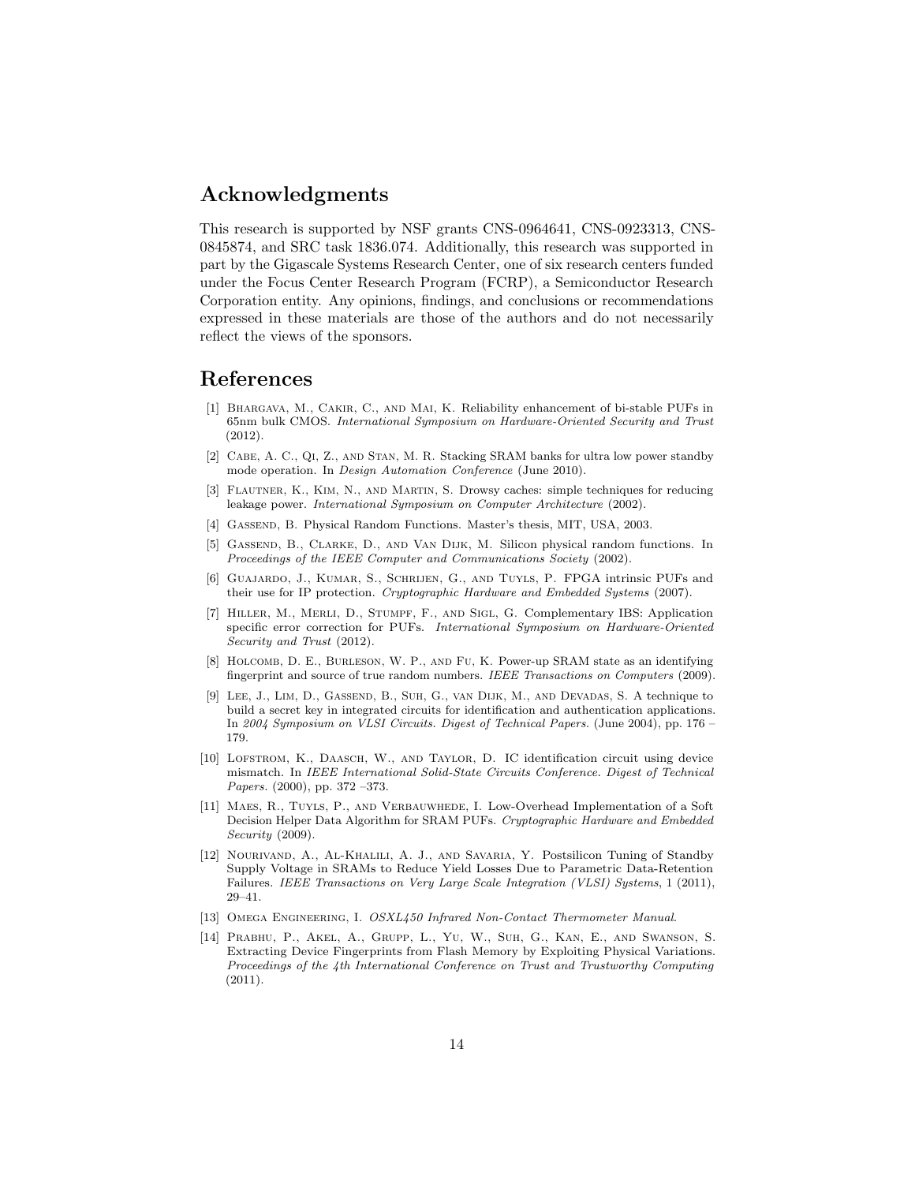## Acknowledgments

This research is supported by NSF grants CNS-0964641, CNS-0923313, CNS-0845874, and SRC task 1836.074. Additionally, this research was supported in part by the Gigascale Systems Research Center, one of six research centers funded under the Focus Center Research Program (FCRP), a Semiconductor Research Corporation entity. Any opinions, findings, and conclusions or recommendations expressed in these materials are those of the authors and do not necessarily reflect the views of the sponsors.

## References

[1] Bhargava, M., Cakir, C., and Mai, K. Reliability enhancement of bi-stable PUFs in 65nm bulk CMOS. *International Symposium on Hardware-Oriented Security and Trust* (2012).

[2] Cabe, A. C., Qi, Z., and Stan, M. R. Stacking SRAM banks for ultra low power standby mode operation. In *Design Automation Conference* (June 2010).

[3] Flautner, K., Kim, N., and Martin, S. Drowsy caches: simple techniques for reducing leakage power. *International Symposium on Computer Architecture* (2002).

[4] Gassend, B. Physical Random Functions. Master's thesis, MIT, USA, 2003.

[5] Gassend, B., Clarke, D., and Van Dijk, M. Silicon physical random functions. In *Proceedings of the IEEE Computer and Communications Society* (2002).

[6] Guajardo, J., Kumar, S., Schrijen, G., and Tuyls, P. FPGA intrinsic PUFs and their use for IP protection. *Cryptographic Hardware and Embedded Systems* (2007).

[7] Hiller, M., Merli, D., Stumpf, F., and Sigl, G. Complementary IBS: Application specific error correction for PUFs. *International Symposium on Hardware-Oriented Security and Trust* (2012).

[8] Holcomb, D. E., Burleson, W. P., and Fu, K. Power-up SRAM state as an identifying fingerprint and source of true random numbers. *IEEE Transactions on Computers* (2009).

[9] Lee, J., Lim, D., Gassend, B., Suh, G., van Dijk, M., and Devadas, S. A technique to build a secret key in integrated circuits for identification and authentication applications. In *2004 Symposium on VLSI Circuits. Digest of Technical Papers.* (June 2004), pp. 176 – 179.

[10] Lofstrom, K., Daasch, W., and Taylor, D. IC identification circuit using device mismatch. In *IEEE International Solid-State Circuits Conference. Digest of Technical Papers.* (2000), pp. 372 –373.

[11] Maes, R., Tuyls, P., and Verbauwhede, I. Low-Overhead Implementation of a Soft Decision Helper Data Algorithm for SRAM PUFs. *Cryptographic Hardware and Embedded Security* (2009).

[12] Nourivand, A., Al-Khalili, A. J., and Savaria, Y. Postsilicon Tuning of Standby Supply Voltage in SRAMs to Reduce Yield Losses Due to Parametric Data-Retention Failures. *IEEE Transactions on Very Large Scale Integration (VLSI) Systems*, 1 (2011), 29–41.

[13] Omega Engineering, I. *OSXL450 Infrared Non-Contact Thermometer Manual*.

[14] Prabhu, P., Akel, A., Grupp, L., Yu, W., Suh, G., Kan, E., and Swanson, S. Extracting Device Fingerprints from Flash Memory by Exploiting Physical Variations. *Proceedings of the 4th International Conference on Trust and Trustworthy Computing* (2011).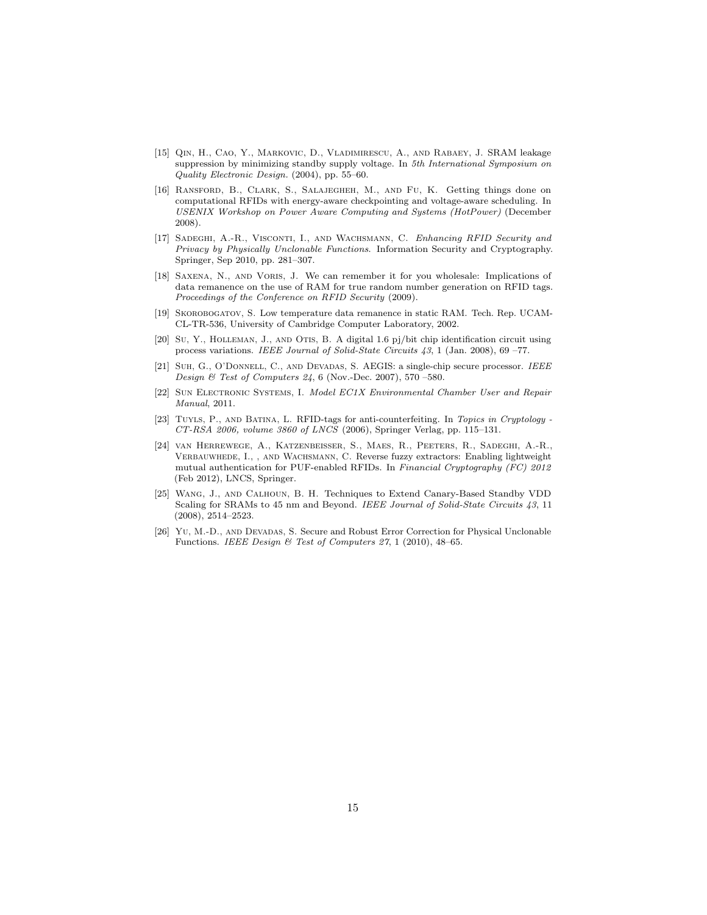[15] Qin, H., Cao, Y., Markovic, D., Vladimirescu, A., and Rabaey, J. SRAM leakage suppression by minimizing standby supply voltage. In *5th International Symposium on Quality Electronic Design.* (2004), pp. 55–60.

[16] Ransford, B., Clark, S., Salajegheh, M., and Fu, K. Getting things done on computational RFIDs with energy-aware checkpointing and voltage-aware scheduling. In *USENIX Workshop on Power Aware Computing and Systems (HotPower)* (December 2008).

[17] Sadeghi, A.-R., Visconti, I., and Wachsmann, C. *Enhancing RFID Security and Privacy by Physically Unclonable Functions*. Information Security and Cryptography. Springer, Sep 2010, pp. 281–307.

[18] Saxena, N., and Voris, J. We can remember it for you wholesale: Implications of data remanence on the use of RAM for true random number generation on RFID tags. *Proceedings of the Conference on RFID Security* (2009).

[19] Skorobogatov, S. Low temperature data remanence in static RAM. Tech. Rep. UCAM-CL-TR-536, University of Cambridge Computer Laboratory, 2002.

[20] Su, Y., Holleman, J., and Otis, B. A digital 1.6 pj/bit chip identification circuit using process variations. *IEEE Journal of Solid-State Circuits 43*, 1 (Jan. 2008), 69 –77.

[21] Suh, G., O'Donnell, C., and Devadas, S. AEGIS: a single-chip secure processor. *IEEE Design & Test of Computers 24*, 6 (Nov.-Dec. 2007), 570 –580.

[22] Sun Electronic Systems, I. *Model EC1X Environmental Chamber User and Repair Manual*, 2011.

[23] Tuyls, P., and Batina, L. RFID-tags for anti-counterfeiting. In *Topics in Cryptology - CT-RSA 2006, volume 3860 of LNCS* (2006), Springer Verlag, pp. 115–131.

[24] van Herrewege, A., Katzenbeisser, S., Maes, R., Peeters, R., Sadeghi, A.-R., Verbauwhede, I., , and Wachsmann, C. Reverse fuzzy extractors: Enabling lightweight mutual authentication for PUF-enabled RFIDs. In *Financial Cryptography (FC) 2012* (Feb 2012), LNCS, Springer.

[25] Wang, J., and Calhoun, B. H. Techniques to Extend Canary-Based Standby VDD Scaling for SRAMs to 45 nm and Beyond. *IEEE Journal of Solid-State Circuits 43*, 11 (2008), 2514–2523.

[26] Yu, M.-D., and Devadas, S. Secure and Robust Error Correction for Physical Unclonable Functions. *IEEE Design & Test of Computers 27*, 1 (2010), 48–65.